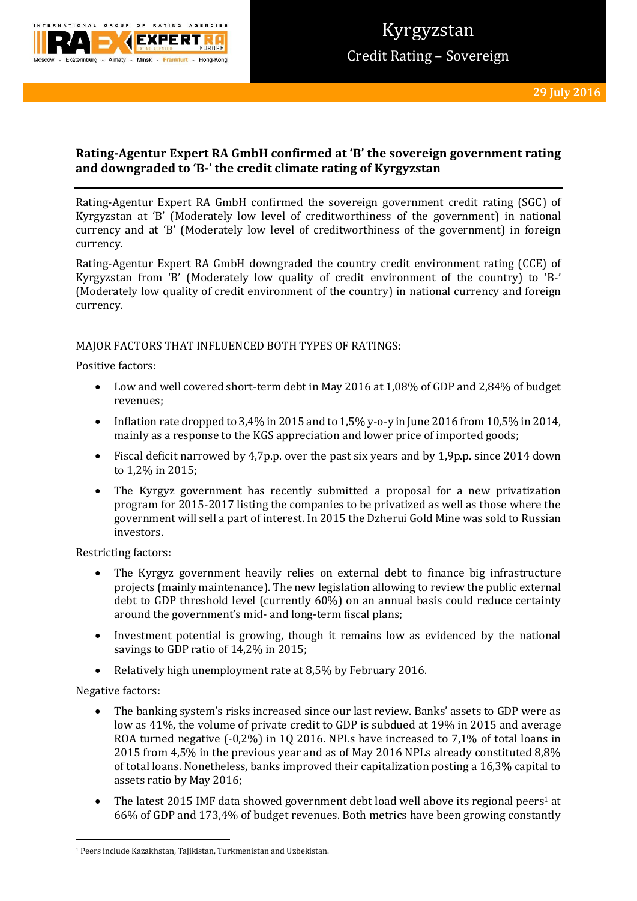Kyrgyzstan

Credit Rating – Sovereign

29 July 2016

## Rating-Agentur Expert RA GmbH confirmed at 'B' the sovereign government rating and downgraded to 'B-' the credit climate rating of Kyrgyzstan

Rating-Agentur Expert RA GmbH confirmed the sovereign government credit rating (SGC) of Kyrgyzstan at 'B' (Moderately low level of creditworthiness of the government) in national currency and at 'B' (Moderately low level of creditworthiness of the government) in foreign currency.

Rating-Agentur Expert RA GmbH downgraded the country credit environment rating (CCE) of Kyrgyzstan from 'B' (Moderately low quality of credit environment of the country) to 'B-' (Moderately low quality of credit environment of the country) in national currency and foreign currency.

MAJOR FACTORS THAT INFLUENCED BOTH TYPES OF RATINGS:

Positive factors:

- Low and well covered short-term debt in May 2016 at 1,08% of GDP and 2,84% of budget revenues;
- Inflation rate dropped to 3,4% in 2015 and to 1,5% y-o-y in June 2016 from 10,5% in 2014, mainly as a response to the KGS appreciation and lower price of imported goods;
- Fiscal deficit narrowed by 4,7p.p. over the past six years and by 1,9p.p. since 2014 down to 1,2% in 2015;
- The Kyrgyz government has recently submitted a proposal for a new privatization program for 2015-2017 listing the companies to be privatized as well as those where the government will sell a part of interest. In 2015 the Dzherui Gold Mine was sold to Russian investors.

Restricting factors:

- The Kyrgyz government heavily relies on external debt to finance big infrastructure projects (mainly maintenance). The new legislation allowing to review the public external debt to GDP threshold level (currently 60%) on an annual basis could reduce certainty around the government's mid- and long-term fiscal plans;
- Investment potential is growing, though it remains low as evidenced by the national savings to GDP ratio of 14,2% in 2015;
- Relatively high unemployment rate at 8,5% by February 2016.

Negative factors:

- The banking system's risks increased since our last review. Banks' assets to GDP were as low as 41%, the volume of private credit to GDP is subdued at 19% in 2015 and average ROA turned negative (-0,2%) in 1Q 2016. NPLs have increased to 7,1% of total loans in 2015 from 4,5% in the previous year and as of May 2016 NPLs already constituted 8,8% of total loans. Nonetheless, banks improved their capitalization posting a 16,3% capital to assets ratio by May 2016;
- The latest 2015 IMF data showed government debt load well above its regional peers[1] at 66% of GDP and 173,4% of budget revenues. Both metrics have been growing constantly

[1] Peers include Kazakhstan, Tajikistan, Turkmenistan and Uzbekistan.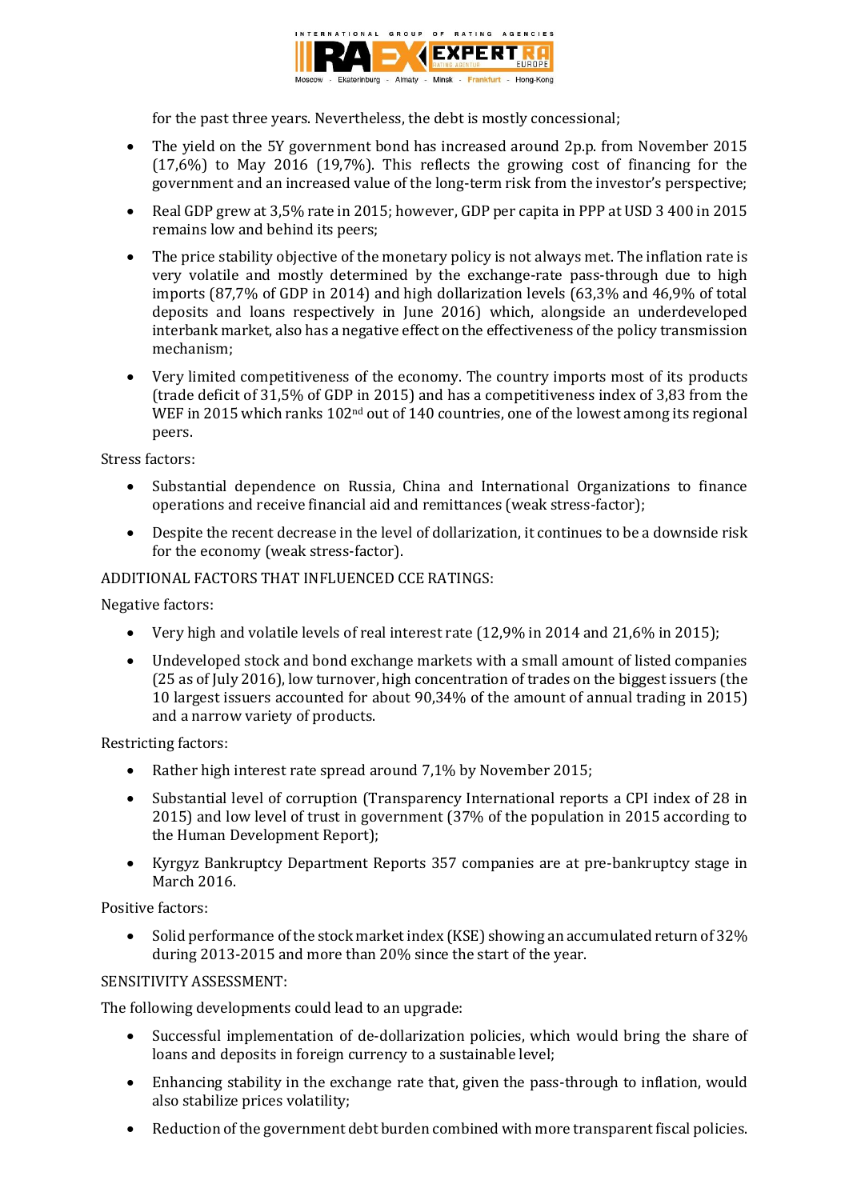for the past three years. Nevertheless, the debt is mostly concessional;

- The yield on the 5Y government bond has increased around 2p.p. from November 2015 (17,6%) to May 2016 (19,7%). This reflects the growing cost of financing for the government and an increased value of the long-term risk from the investor's perspective;
- Real GDP grew at 3,5% rate in 2015; however, GDP per capita in PPP at USD 3 400 in 2015 remains low and behind its peers;
- The price stability objective of the monetary policy is not always met. The inflation rate is very volatile and mostly determined by the exchange-rate pass-through due to high imports (87,7% of GDP in 2014) and high dollarization levels (63,3% and 46,9% of total deposits and loans respectively in June 2016) which, alongside an underdeveloped interbank market, also has a negative effect on the effectiveness of the policy transmission mechanism;
- Very limited competitiveness of the economy. The country imports most of its products (trade deficit of 31,5% of GDP in 2015) and has a competitiveness index of 3,83 from the WEF in 2015 which ranks 102nd out of 140 countries, one of the lowest among its regional peers.

Stress factors:

- Substantial dependence on Russia, China and International Organizations to finance operations and receive financial aid and remittances (weak stress-factor);
- Despite the recent decrease in the level of dollarization, it continues to be a downside risk for the economy (weak stress-factor).

ADDITIONAL FACTORS THAT INFLUENCED CCE RATINGS:

Negative factors:

- Very high and volatile levels of real interest rate (12,9% in 2014 and 21,6% in 2015);
- Undeveloped stock and bond exchange markets with a small amount of listed companies (25 as of July 2016), low turnover, high concentration of trades on the biggest issuers (the 10 largest issuers accounted for about 90,34% of the amount of annual trading in 2015) and a narrow variety of products.

Restricting factors:

- Rather high interest rate spread around 7,1% by November 2015;
- Substantial level of corruption (Transparency International reports a CPI index of 28 in 2015) and low level of trust in government (37% of the population in 2015 according to the Human Development Report);
- Kyrgyz Bankruptcy Department Reports 357 companies are at pre-bankruptcy stage in March 2016.

Positive factors:

- Solid performance of the stock market index (KSE) showing an accumulated return of 32% during 2013-2015 and more than 20% since the start of the year.

SENSITIVITY ASSESSMENT:

The following developments could lead to an upgrade:

- Successful implementation of de-dollarization policies, which would bring the share of loans and deposits in foreign currency to a sustainable level;
- Enhancing stability in the exchange rate that, given the pass-through to inflation, would also stabilize prices volatility;
- Reduction of the government debt burden combined with more transparent fiscal policies.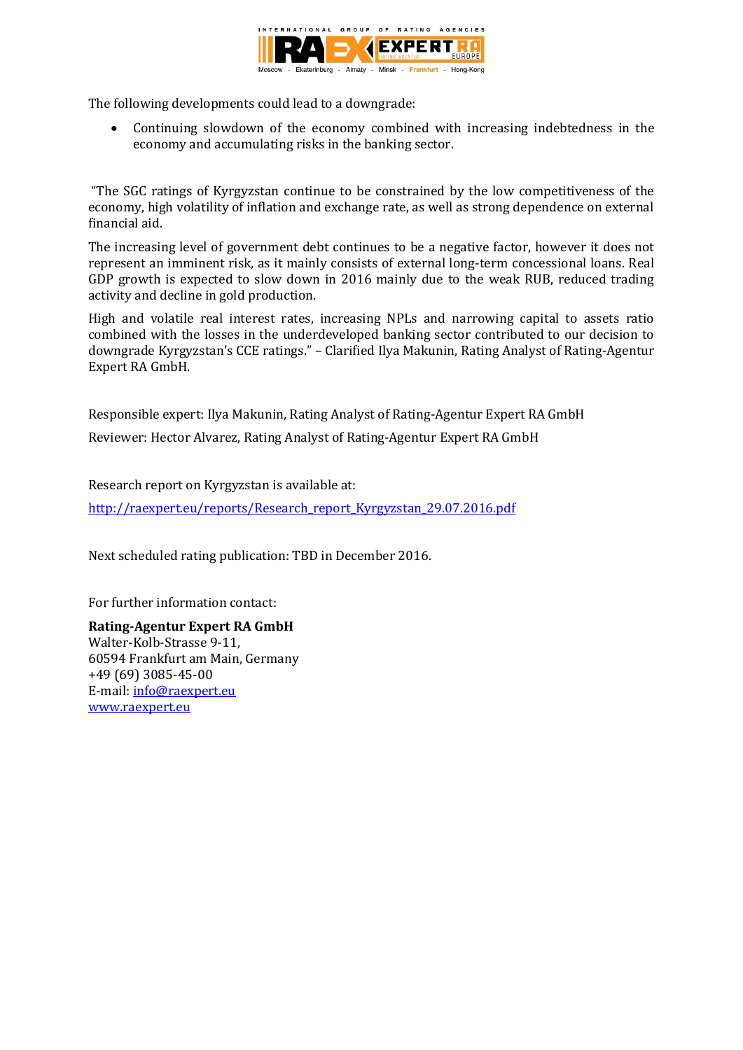The following developments could lead to a downgrade:

- Continuing slowdown of the economy combined with increasing indebtedness in the economy and accumulating risks in the banking sector.

"The SGC ratings of Kyrgyzstan continue to be constrained by the low competitiveness of the economy, high volatility of inflation and exchange rate, as well as strong dependence on external financial aid.

The increasing level of government debt continues to be a negative factor, however it does not represent an imminent risk, as it mainly consists of external long-term concessional loans. Real GDP growth is expected to slow down in 2016 mainly due to the weak RUB, reduced trading activity and decline in gold production.

High and volatile real interest rates, increasing NPLs and narrowing capital to assets ratio combined with the losses in the underdeveloped banking sector contributed to our decision to downgrade Kyrgyzstan's CCE ratings." – Clarified Ilya Makunin, Rating Analyst of Rating-Agentur Expert RA GmbH.

Responsible expert: Ilya Makunin, Rating Analyst of Rating-Agentur Expert RA GmbH

Reviewer: Hector Alvarez, Rating Analyst of Rating-Agentur Expert RA GmbH

Research report on Kyrgyzstan is available at:

[http://raexpert.eu/reports/Research_report_Kyrgyzstan_29.07.2016.pdf](http://raexpert.eu/reports/Research_report_Kyrgyzstan_29.07.2016.pdf)

Next scheduled rating publication: TBD in December 2016.

For further information contact:

**Rating-Agentur Expert RA GmbH**
Walter-Kolb-Strasse 9-11,
60594 Frankfurt am Main, Germany
+49 (69) 3085-45-00
E-mail: [info@raexpert.eu](mailto:info@raexpert.eu)
[www.raexpert.eu](http://www.raexpert.eu)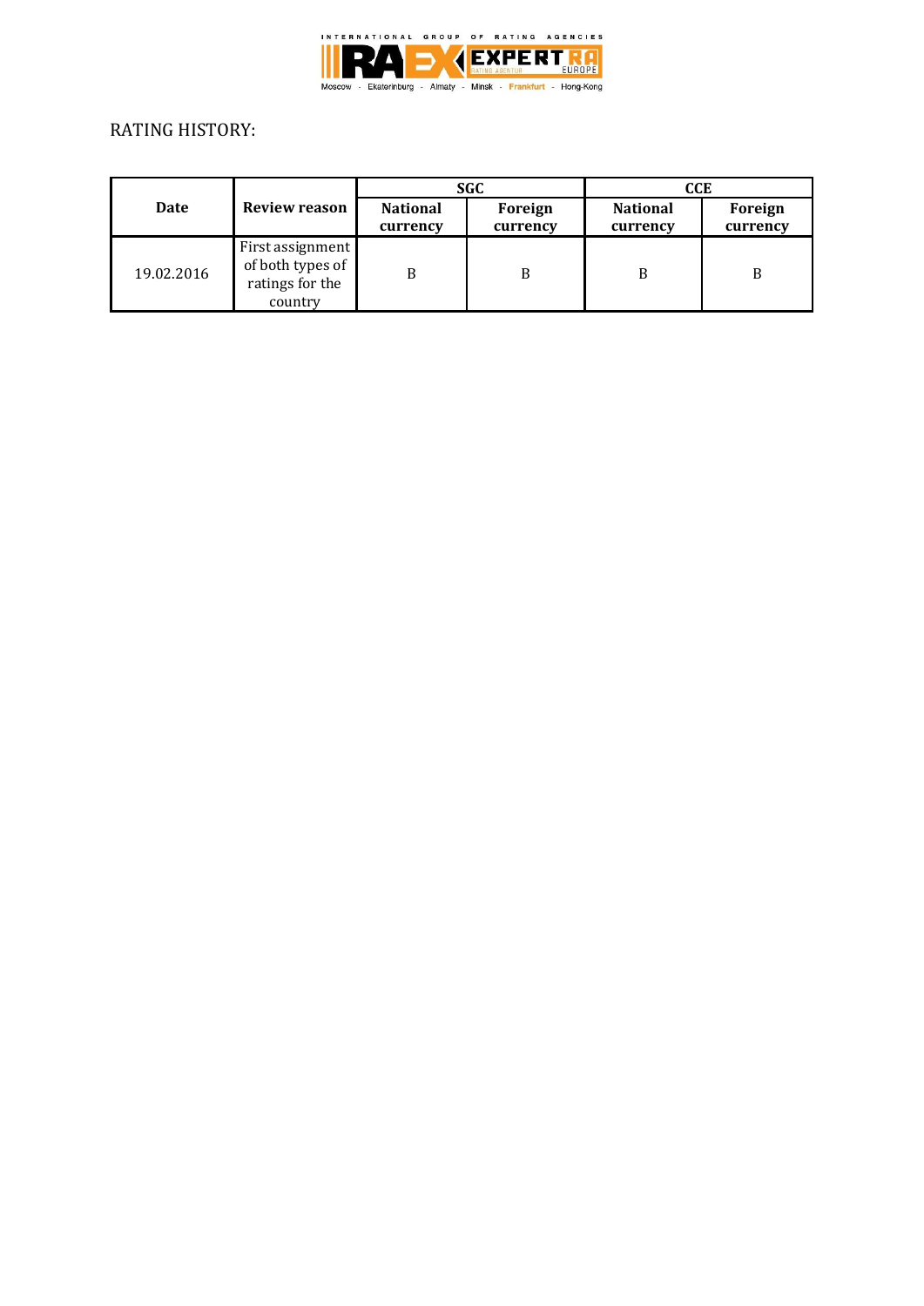RATING HISTORY:

| Date | Review reason | SGC | | CCE | |
|---|---|---|---|---|---|
| | | National currency | Foreign currency | National currency | Foreign currency |
| 19.02.2016 | First assignment of both types of ratings for the country | B | B | B | B |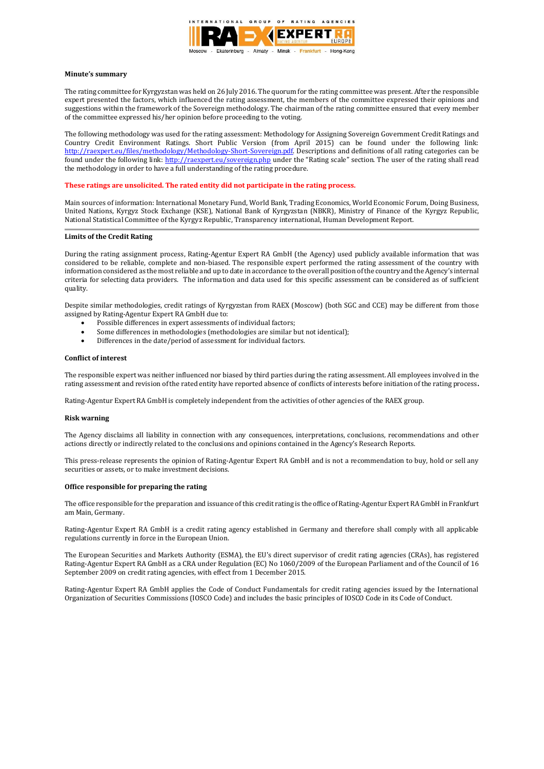**Minute's summary**

The rating committee for Kyrgyzstan was held on 26 July 2016. The quorum for the rating committee was present. After the responsible expert presented the factors, which influenced the rating assessment, the members of the committee expressed their opinions and suggestions within the framework of the Sovereign methodology. The chairman of the rating committee ensured that every member of the committee expressed his/her opinion before proceeding to the voting.

The following methodology was used for the rating assessment: Methodology for Assigning Sovereign Government Credit Ratings and Country Credit Environment Ratings. Short Public Version (from April 2015) can be found under the following link: [http://raexpert.eu/files/methodology/Methodology-Short-Sovereign.pdf](http://raexpert.eu/files/methodology/Methodology-Short-Sovereign.pdf). Descriptions and definitions of all rating categories can be found under the following link: [http://raexpert.eu/sovereign.php](http://raexpert.eu/sovereign.php) under the "Rating scale" section. The user of the rating shall read the methodology in order to have a full understanding of the rating procedure.

**These ratings are unsolicited. The rated entity did not participate in the rating process.**

Main sources of information: International Monetary Fund, World Bank, Trading Economics, World Economic Forum, Doing Business, United Nations, Kyrgyz Stock Exchange (KSE), National Bank of Kyrgyzstan (NBKR), Ministry of Finance of the Kyrgyz Republic, National Statistical Committee of the Kyrgyz Republic, Transparency international, Human Development Report.

**Limits of the Credit Rating**

During the rating assignment process, Rating-Agentur Expert RA GmbH (the Agency) used publicly available information that was considered to be reliable, complete and non-biased. The responsible expert performed the rating assessment of the country with information considered as the most reliable and up to date in accordance to the overall position of the country and the Agency's internal criteria for selecting data providers. The information and data used for this specific assessment can be considered as of sufficient quality.

Despite similar methodologies, credit ratings of Kyrgyzstan from RAEX (Moscow) (both SGC and CCE) may be different from those assigned by Rating-Agentur Expert RA GmbH due to:

- Possible differences in expert assessments of individual factors;
- Some differences in methodologies (methodologies are similar but not identical);
- Differences in the date/period of assessment for individual factors.

**Conflict of interest**

The responsible expert was neither influenced nor biased by third parties during the rating assessment. All employees involved in the rating assessment and revision of the rated entity have reported absence of conflicts of interests before initiation of the rating process.

Rating-Agentur Expert RA GmbH is completely independent from the activities of other agencies of the RAEX group.

**Risk warning**

The Agency disclaims all liability in connection with any consequences, interpretations, conclusions, recommendations and other actions directly or indirectly related to the conclusions and opinions contained in the Agency's Research Reports.

This press-release represents the opinion of Rating-Agentur Expert RA GmbH and is not a recommendation to buy, hold or sell any securities or assets, or to make investment decisions.

**Office responsible for preparing the rating**

The office responsible for the preparation and issuance of this credit rating is the office of Rating-Agentur Expert RA GmbH in Frankfurt am Main, Germany.

Rating-Agentur Expert RA GmbH is a credit rating agency established in Germany and therefore shall comply with all applicable regulations currently in force in the European Union.

The European Securities and Markets Authority (ESMA), the EU's direct supervisor of credit rating agencies (CRAs), has registered Rating-Agentur Expert RA GmbH as a CRA under Regulation (EC) No 1060/2009 of the European Parliament and of the Council of 16 September 2009 on credit rating agencies, with effect from 1 December 2015.

Rating-Agentur Expert RA GmbH applies the Code of Conduct Fundamentals for credit rating agencies issued by the International Organization of Securities Commissions (IOSCO Code) and includes the basic principles of IOSCO Code in its Code of Conduct.